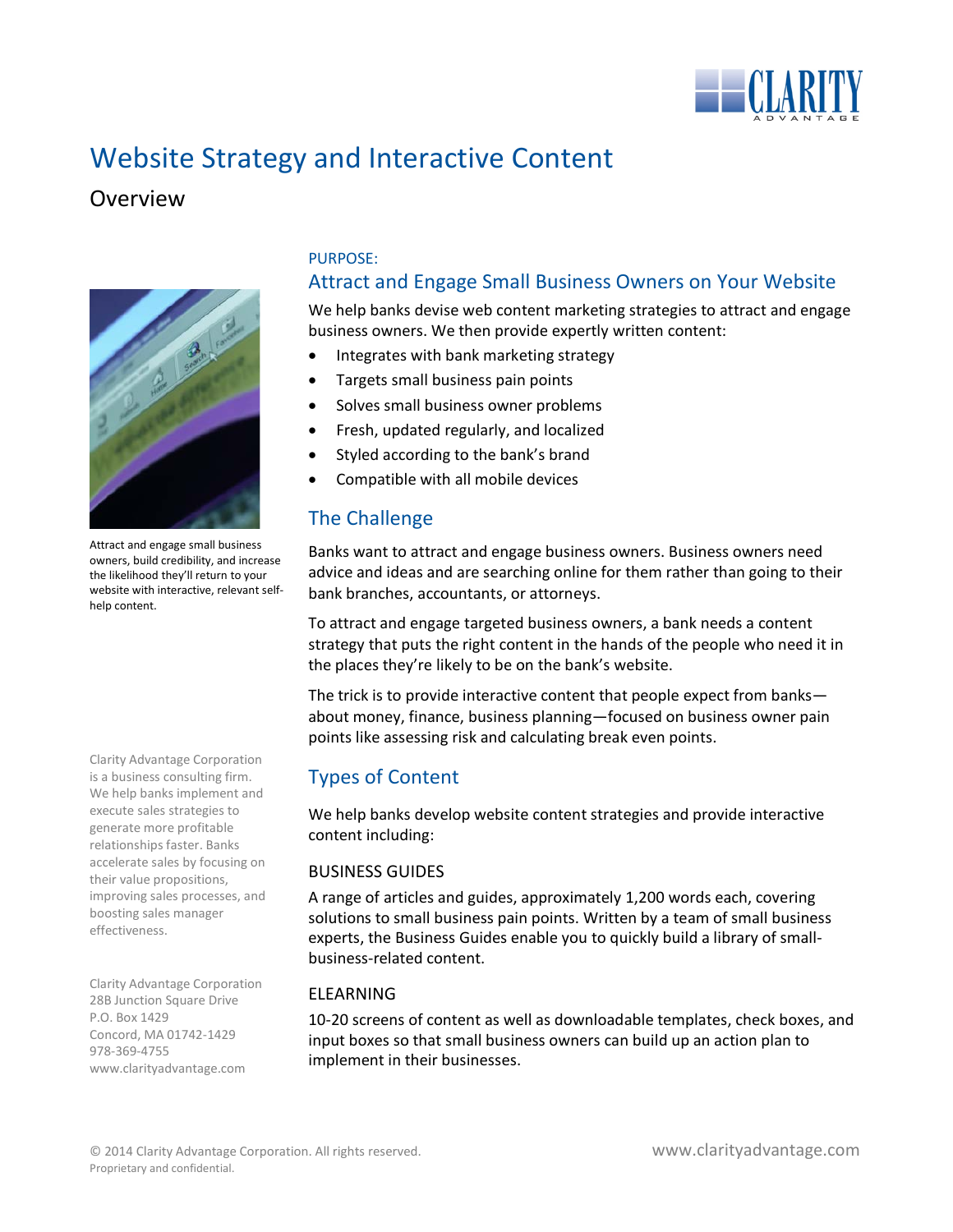# Website Strategy and Interactive Content

## Overview

Attract and engage small business owners, build credibility, and increase the likelihood they'll return to your website with interactive, relevant self-help content.

PURPOSE:

### Attract and Engage Small Business Owners on Your Website

We help banks devise web content marketing strategies to attract and engage business owners. We then provide expertly written content:

- Integrates with bank marketing strategy
- Targets small business pain points
- Solves small business owner problems
- Fresh, updated regularly, and localized
- Styled according to the bank's brand
- Compatible with all mobile devices

### The Challenge

Banks want to attract and engage business owners. Business owners need advice and ideas and are searching online for them rather than going to their bank branches, accountants, or attorneys.

To attract and engage targeted business owners, a bank needs a content strategy that puts the right content in the hands of the people who need it in the places they're likely to be on the bank's website.

The trick is to provide interactive content that people expect from banks—about money, finance, business planning—focused on business owner pain points like assessing risk and calculating break even points.

### Types of Content

We help banks develop website content strategies and provide interactive content including:

#### BUSINESS GUIDES

A range of articles and guides, approximately 1,200 words each, covering solutions to small business pain points. Written by a team of small business experts, the Business Guides enable you to quickly build a library of small-business-related content.

#### ELEARNING

10-20 screens of content as well as downloadable templates, check boxes, and input boxes so that small business owners can build up an action plan to implement in their businesses.

Clarity Advantage Corporation is a business consulting firm. We help banks implement and execute sales strategies to generate more profitable relationships faster. Banks accelerate sales by focusing on their value propositions, improving sales processes, and boosting sales manager effectiveness.

Clarity Advantage Corporation
28B Junction Square Drive
P.O. Box 1429
Concord, MA 01742-1429
978-369-4755
www.clarityadvantage.com

© 2014 Clarity Advantage Corporation. All rights reserved.
Proprietary and confidential.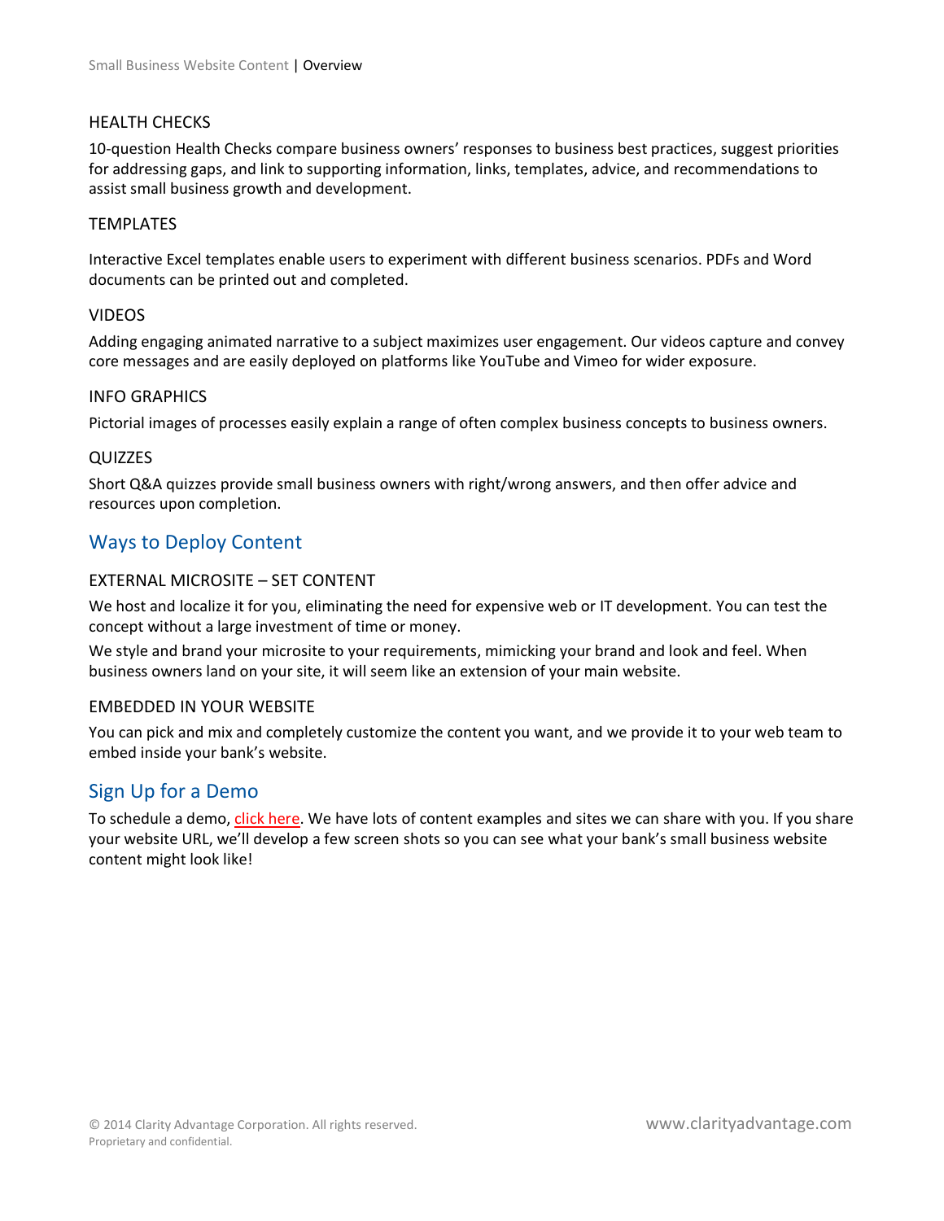### HEALTH CHECKS

10-question Health Checks compare business owners' responses to business best practices, suggest priorities for addressing gaps, and link to supporting information, links, templates, advice, and recommendations to assist small business growth and development.

### TEMPLATES

Interactive Excel templates enable users to experiment with different business scenarios. PDFs and Word documents can be printed out and completed.

### VIDEOS

Adding engaging animated narrative to a subject maximizes user engagement. Our videos capture and convey core messages and are easily deployed on platforms like YouTube and Vimeo for wider exposure.

### INFO GRAPHICS

Pictorial images of processes easily explain a range of often complex business concepts to business owners.

### QUIZZES

Short Q&A quizzes provide small business owners with right/wrong answers, and then offer advice and resources upon completion.

## Ways to Deploy Content

### EXTERNAL MICROSITE – SET CONTENT

We host and localize it for you, eliminating the need for expensive web or IT development. You can test the concept without a large investment of time or money.

We style and brand your microsite to your requirements, mimicking your brand and look and feel. When business owners land on your site, it will seem like an extension of your main website.

### EMBEDDED IN YOUR WEBSITE

You can pick and mix and completely customize the content you want, and we provide it to your web team to embed inside your bank's website.

## Sign Up for a Demo

To schedule a demo, click here. We have lots of content examples and sites we can share with you. If you share your website URL, we'll develop a few screen shots so you can see what your bank's small business website content might look like!